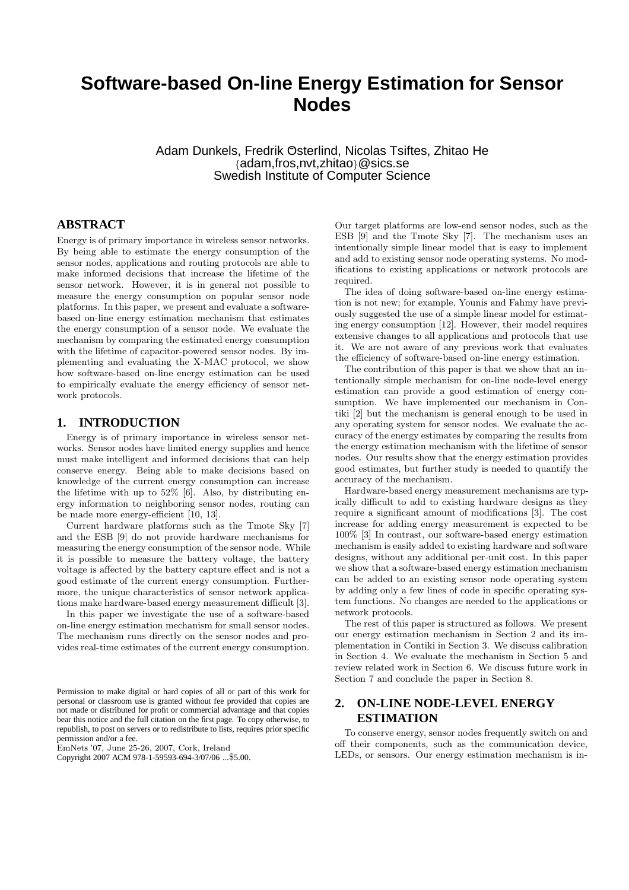# Software-based On-line Energy Estimation for Sensor Nodes

Adam Dunkels, Fredrik Österlind, Nicolas Tsiftes, Zhitao He
{adam,fros,nvt,zhitao}@sics.se
Swedish Institute of Computer Science

## ABSTRACT

Energy is of primary importance in wireless sensor networks. By being able to estimate the energy consumption of the sensor nodes, applications and routing protocols are able to make informed decisions that increase the lifetime of the sensor network. However, it is in general not possible to measure the energy consumption on popular sensor node platforms. In this paper, we present and evaluate a software-based on-line energy estimation mechanism that estimates the energy consumption of a sensor node. We evaluate the mechanism by comparing the estimated energy consumption with the lifetime of capacitor-powered sensor nodes. By implementing and evaluating the X-MAC protocol, we show how software-based on-line energy estimation can be used to empirically evaluate the energy efficiency of sensor network protocols.

## 1. INTRODUCTION

Energy is of primary importance in wireless sensor networks. Sensor nodes have limited energy supplies and hence must make intelligent and informed decisions that can help conserve energy. Being able to make decisions based on knowledge of the current energy consumption can increase the lifetime with up to 52% [6]. Also, by distributing energy information to neighboring sensor nodes, routing can be made more energy-efficient [10, 13].

Current hardware platforms such as the Tmote Sky [7] and the ESB [9] do not provide hardware mechanisms for measuring the energy consumption of the sensor node. While it is possible to measure the battery voltage, the battery voltage is affected by the battery capture effect and is not a good estimate of the current energy consumption. Furthermore, the unique characteristics of sensor network applications make hardware-based energy measurement difficult [3].

In this paper we investigate the use of a software-based on-line energy estimation mechanism for small sensor nodes. The mechanism runs directly on the sensor nodes and provides real-time estimates of the current energy consumption. Our target platforms are low-end sensor nodes, such as the ESB [9] and the Tmote Sky [7]. The mechanism uses an intentionally simple linear model that is easy to implement and add to existing sensor node operating systems. No modifications to existing applications or network protocols are required.

The idea of doing software-based on-line energy estimation is not new; for example, Younis and Fahmy have previously suggested the use of a simple linear model for estimating energy consumption [12]. However, their model requires extensive changes to all applications and protocols that use it. We are not aware of any previous work that evaluates the efficiency of software-based on-line energy estimation.

The contribution of this paper is that we show that an intentionally simple mechanism for on-line node-level energy estimation can provide a good estimation of energy consumption. We have implemented our mechanism in Contiki [2] but the mechanism is general enough to be used in any operating system for sensor nodes. We evaluate the accuracy of the energy estimates by comparing the results from the energy estimation mechanism with the lifetime of sensor nodes. Our results show that the energy estimation provides good estimates, but further study is needed to quantify the accuracy of the mechanism.

Hardware-based energy measurement mechanisms are typically difficult to add to existing hardware designs as they require a significant amount of modifications [3]. The cost increase for adding energy measurement is expected to be 100% [3] In contrast, our software-based energy estimation mechanism is easily added to existing hardware and software designs, without any additional per-unit cost. In this paper we show that a software-based energy estimation mechanism can be added to an existing sensor node operating system by adding only a few lines of code in specific operating system functions. No changes are needed to the applications or network protocols.

The rest of this paper is structured as follows. We present our energy estimation mechanism in Section 2 and its implementation in Contiki in Section 3. We discuss calibration in Section 4. We evaluate the mechanism in Section 5 and review related work in Section 6. We discuss future work in Section 7 and conclude the paper in Section 8.

## 2. ON-LINE NODE-LEVEL ENERGY ESTIMATION

To conserve energy, sensor nodes frequently switch on and off their components, such as the communication device, LEDs, or sensors. Our energy estimation mechanism is in-

Permission to make digital or hard copies of all or part of this work for personal or classroom use is granted without fee provided that copies are not made or distributed for profit or commercial advantage and that copies bear this notice and the full citation on the first page. To copy otherwise, to republish, to post on servers or to redistribute to lists, requires prior specific permission and/or a fee.
EmNets '07, June 25-26, 2007, Cork, Ireland
Copyright 2007 ACM 978-1-59593-694-3/07/06 ...$5.00.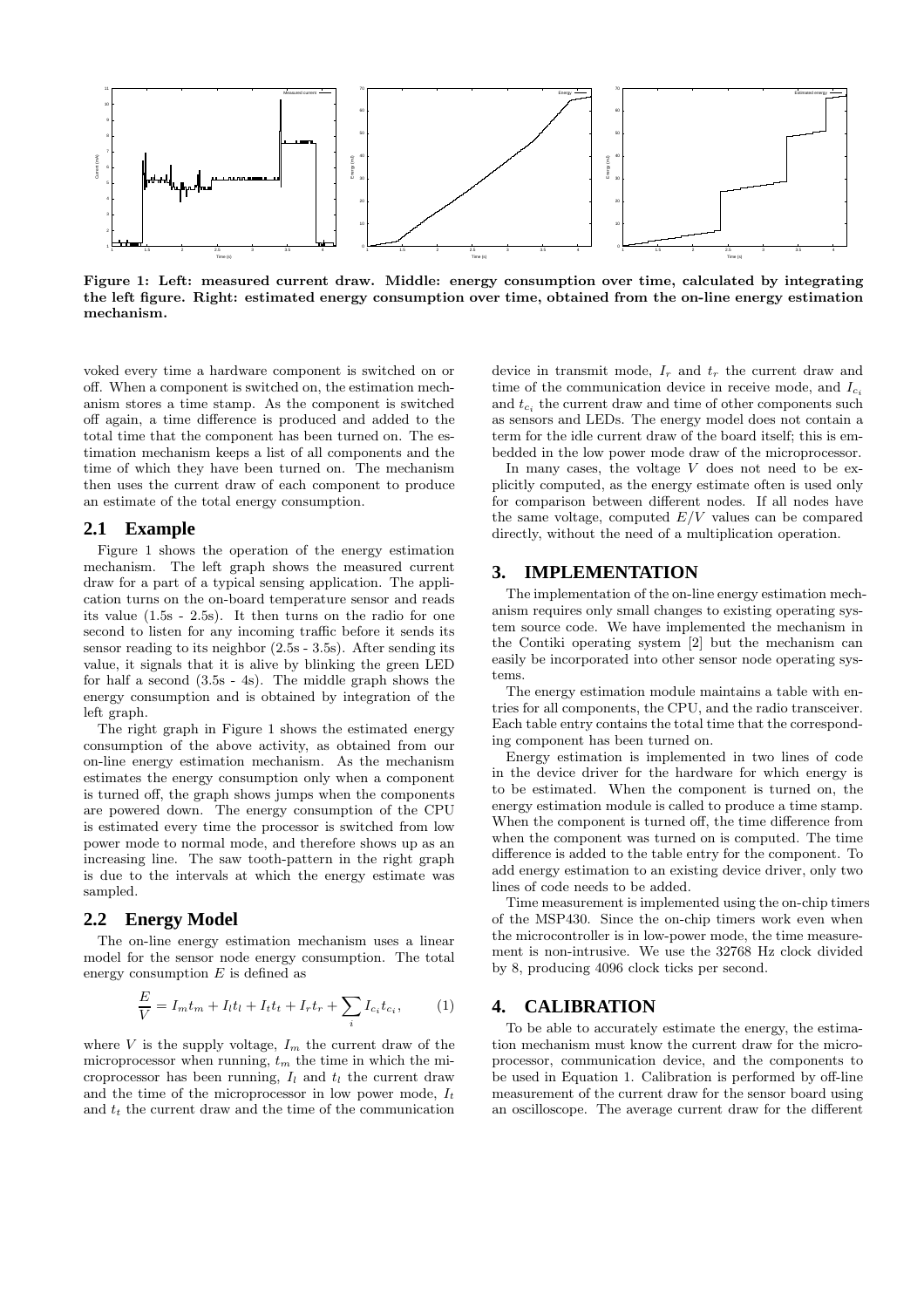**Figure 1: Left: measured current draw. Middle: energy consumption over time, calculated by integrating the left figure. Right: estimated energy consumption over time, obtained from the on-line energy estimation mechanism.**

voked every time a hardware component is switched on or off. When a component is switched on, the estimation mechanism stores a time stamp. As the component is switched off again, a time difference is produced and added to the total time that the component has been turned on. The estimation mechanism keeps a list of all components and the time of which they have been turned on. The mechanism then uses the current draw of each component to produce an estimate of the total energy consumption.

## 2.1 Example

Figure 1 shows the operation of the energy estimation mechanism. The left graph shows the measured current draw for a part of a typical sensing application. The application turns on the on-board temperature sensor and reads its value (1.5s - 2.5s). It then turns on the radio for one second to listen for any incoming traffic before it sends its sensor reading to its neighbor (2.5s - 3.5s). After sending its value, it signals that it is alive by blinking the green LED for half a second (3.5s - 4s). The middle graph shows the energy consumption and is obtained by integration of the left graph.

The right graph in Figure 1 shows the estimated energy consumption of the above activity, as obtained from our on-line energy estimation mechanism. As the mechanism estimates the energy consumption only when a component is turned off, the graph shows jumps when the components are powered down. The energy consumption of the CPU is estimated every time the processor is switched from low power mode to normal mode, and therefore shows up as an increasing line. The saw tooth-pattern in the right graph is due to the intervals at which the energy estimate was sampled.

## 2.2 Energy Model

The on-line energy estimation mechanism uses a linear model for the sensor node energy consumption. The total energy consumption $E$ is defined as

$$\frac{E}{V} = I_m t_m + I_l t_l + I_t t_t + I_r t_r + \sum_i I_{c_i} t_{c_i}, \qquad (1)$$

where $V$ is the supply voltage, $I_m$ the current draw of the microprocessor when running, $t_m$ the time in which the microprocessor has been running, $I_l$ and $t_l$ the current draw and the time of the microprocessor in low power mode, $I_t$ and $t_t$ the current draw and the time of the communication device in transmit mode, $I_r$ and $t_r$ the current draw and time of the communication device in receive mode, and $I_{c_i}$ and $t_{c_i}$ the current draw and time of other components such as sensors and LEDs. The energy model does not contain a term for the idle current draw of the board itself; this is embedded in the low power mode draw of the microprocessor.

In many cases, the voltage $V$ does not need to be explicitly computed, as the energy estimate often is used only for comparison between different nodes. If all nodes have the same voltage, computed $E/V$ values can be compared directly, without the need of a multiplication operation.

## 3. IMPLEMENTATION

The implementation of the on-line energy estimation mechanism requires only small changes to existing operating system source code. We have implemented the mechanism in the Contiki operating system [2] but the mechanism can easily be incorporated into other sensor node operating systems.

The energy estimation module maintains a table with entries for all components, the CPU, and the radio transceiver. Each table entry contains the total time that the corresponding component has been turned on.

Energy estimation is implemented in two lines of code in the device driver for the hardware for which energy is to be estimated. When the component is turned on, the energy estimation module is called to produce a time stamp. When the component is turned off, the time difference from when the component was turned on is computed. The time difference is added to the table entry for the component. To add energy estimation to an existing device driver, only two lines of code needs to be added.

Time measurement is implemented using the on-chip timers of the MSP430. Since the on-chip timers work even when the microcontroller is in low-power mode, the time measurement is non-intrusive. We use the 32768 Hz clock divided by 8, producing 4096 clock ticks per second.

## 4. CALIBRATION

To be able to accurately estimate the energy, the estimation mechanism must know the current draw for the microprocessor, communication device, and the components to be used in Equation 1. Calibration is performed by off-line measurement of the current draw for the sensor board using an oscilloscope. The average current draw for the different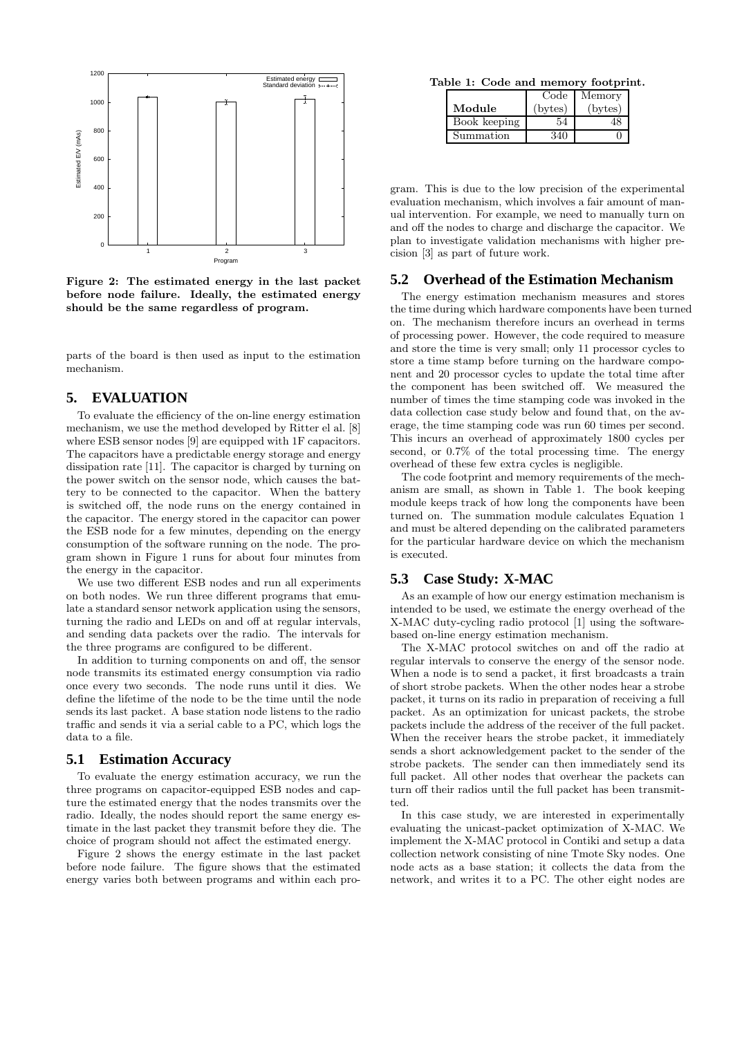1200

1000

800

600

400

200

0

Estimated E/V (mAs)

1 2 3

Program

Estimated energy

Standard deviation

**Figure 2: The estimated energy in the last packet before node failure. Ideally, the estimated energy should be the same regardless of program.**

parts of the board is then used as input to the estimation mechanism.

## 5. EVALUATION

To evaluate the efficiency of the on-line energy estimation mechanism, we use the method developed by Ritter el al. [8] where ESB sensor nodes [9] are equipped with 1F capacitors. The capacitors have a predictable energy storage and energy dissipation rate [11]. The capacitor is charged by turning on the power switch on the sensor node, which causes the battery to be connected to the capacitor. When the battery is switched off, the node runs on the energy contained in the capacitor. The energy stored in the capacitor can power the ESB node for a few minutes, depending on the energy consumption of the software running on the node. The program shown in Figure 1 runs for about four minutes from the energy in the capacitor.

We use two different ESB nodes and run all experiments on both nodes. We run three different programs that emulate a standard sensor network application using the sensors, turning the radio and LEDs on and off at regular intervals, and sending data packets over the radio. The intervals for the three programs are configured to be different.

In addition to turning components on and off, the sensor node transmits its estimated energy consumption via radio once every two seconds. The node runs until it dies. We define the lifetime of the node to be the time until the node sends its last packet. A base station node listens to the radio traffic and sends it via a serial cable to a PC, which logs the data to a file.

### 5.1 Estimation Accuracy

To evaluate the energy estimation accuracy, we run the three programs on capacitor-equipped ESB nodes and capture the estimated energy that the nodes transmits over the radio. Ideally, the nodes should report the same energy estimate in the last packet they transmit before they die. The choice of program should not affect the estimated energy.

Figure 2 shows the energy estimate in the last packet before node failure. The figure shows that the estimated energy varies both between programs and within each program. This is due to the low precision of the experimental evaluation mechanism, which involves a fair amount of manual intervention. For example, we need to manually turn on and off the nodes to charge and discharge the capacitor. We plan to investigate validation mechanisms with higher precision [3] as part of future work.

**Table 1: Code and memory footprint.**

| Module | Code (bytes) | Memory (bytes) |
|---|---|---|
| Book keeping | 54 | 48 |
| Summation | 340 | 0 |

### 5.2 Overhead of the Estimation Mechanism

The energy estimation mechanism measures and stores the time during which hardware components have been turned on. The mechanism therefore incurs an overhead in terms of processing power. However, the code required to measure and store the time is very small; only 11 processor cycles to store a time stamp before turning on the hardware component and 20 processor cycles to update the total time after the component has been switched off. We measured the number of times the time stamping code was invoked in the data collection case study below and found that, on the average, the time stamping code was run 60 times per second. This incurs an overhead of approximately 1800 cycles per second, or 0.7% of the total processing time. The energy overhead of these few extra cycles is negligible.

The code footprint and memory requirements of the mechanism are small, as shown in Table 1. The book keeping module keeps track of how long the components have been turned on. The summation module calculates Equation 1 and must be altered depending on the calibrated parameters for the particular hardware device on which the mechanism is executed.

### 5.3 Case Study: X-MAC

As an example of how our energy estimation mechanism is intended to be used, we estimate the energy overhead of the X-MAC duty-cycling radio protocol [1] using the software-based on-line energy estimation mechanism.

The X-MAC protocol switches on and off the radio at regular intervals to conserve the energy of the sensor node. When a node is to send a packet, it first broadcasts a train of short strobe packets. When the other nodes hear a strobe packet, it turns on its radio in preparation of receiving a full packet. As an optimization for unicast packets, the strobe packets include the address of the receiver of the full packet. When the receiver hears the strobe packet, it immediately sends a short acknowledgement packet to the sender of the strobe packets. The sender can then immediately send its full packet. All other nodes that overhear the packets can turn off their radios until the full packet has been transmitted.

In this case study, we are interested in experimentally evaluating the unicast-packet optimization of X-MAC. We implement the X-MAC protocol in Contiki and setup a data collection network consisting of nine Tmote Sky nodes. One node acts as a base station; it collects the data from the network, and writes it to a PC. The other eight nodes are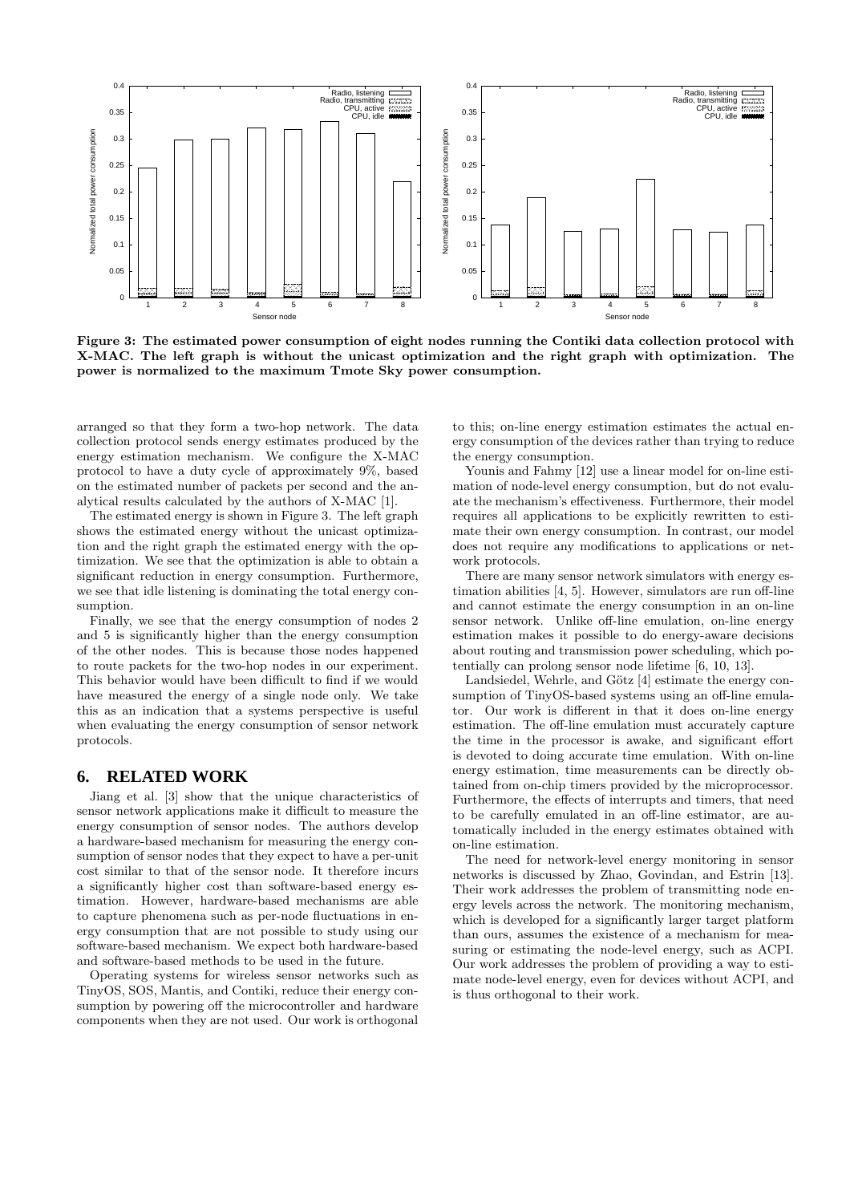**Figure 3: The estimated power consumption of eight nodes running the Contiki data collection protocol with X-MAC. The left graph is without the unicast optimization and the right graph with optimization. The power is normalized to the maximum Tmote Sky power consumption.**

arranged so that they form a two-hop network. The data collection protocol sends energy estimates produced by the energy estimation mechanism. We configure the X-MAC protocol to have a duty cycle of approximately 9%, based on the estimated number of packets per second and the analytical results calculated by the authors of X-MAC [1].

The estimated energy is shown in Figure 3. The left graph shows the estimated energy without the unicast optimization and the right graph the estimated energy with the optimization. We see that the optimization is able to obtain a significant reduction in energy consumption. Furthermore, we see that idle listening is dominating the total energy consumption.

Finally, we see that the energy consumption of nodes 2 and 5 is significantly higher than the energy consumption of the other nodes. This is because those nodes happened to route packets for the two-hop nodes in our experiment. This behavior would have been difficult to find if we would have measured the energy of a single node only. We take this as an indication that a systems perspective is useful when evaluating the energy consumption of sensor network protocols.

## 6. RELATED WORK

Jiang et al. [3] show that the unique characteristics of sensor network applications make it difficult to measure the energy consumption of sensor nodes. The authors develop a hardware-based mechanism for measuring the energy consumption of sensor nodes that they expect to have a per-unit cost similar to that of the sensor node. It therefore incurs a significantly higher cost than software-based energy estimation. However, hardware-based mechanisms are able to capture phenomena such as per-node fluctuations in energy consumption that are not possible to study using our software-based mechanism. We expect both hardware-based and software-based methods to be used in the future.

Operating systems for wireless sensor networks such as TinyOS, SOS, Mantis, and Contiki, reduce their energy consumption by powering off the microcontroller and hardware components when they are not used. Our work is orthogonal to this; on-line energy estimation estimates the actual energy consumption of the devices rather than trying to reduce the energy consumption.

Younis and Fahmy [12] use a linear model for on-line estimation of node-level energy consumption, but do not evaluate the mechanism's effectiveness. Furthermore, their model requires all applications to be explicitly rewritten to estimate their own energy consumption. In contrast, our model does not require any modifications to applications or network protocols.

There are many sensor network simulators with energy estimation abilities [4, 5]. However, simulators are run off-line and cannot estimate the energy consumption in an on-line sensor network. Unlike off-line emulation, on-line energy estimation makes it possible to do energy-aware decisions about routing and transmission power scheduling, which potentially can prolong sensor node lifetime [6, 10, 13].

Landsiedel, Wehrle, and Götz [4] estimate the energy consumption of TinyOS-based systems using an off-line emulator. Our work is different in that it does on-line energy estimation. The off-line emulation must accurately capture the time in the processor is awake, and significant effort is devoted to doing accurate time emulation. With on-line energy estimation, time measurements can be directly obtained from on-chip timers provided by the microprocessor. Furthermore, the effects of interrupts and timers, that need to be carefully emulated in an off-line estimator, are automatically included in the energy estimates obtained with on-line estimation.

The need for network-level energy monitoring in sensor networks is discussed by Zhao, Govindan, and Estrin [13]. Their work addresses the problem of transmitting node energy levels across the network. The monitoring mechanism, which is developed for a significantly larger target platform than ours, assumes the existence of a mechanism for measuring or estimating the node-level energy, such as ACPI. Our work addresses the problem of providing a way to estimate node-level energy, even for devices without ACPI, and is thus orthogonal to their work.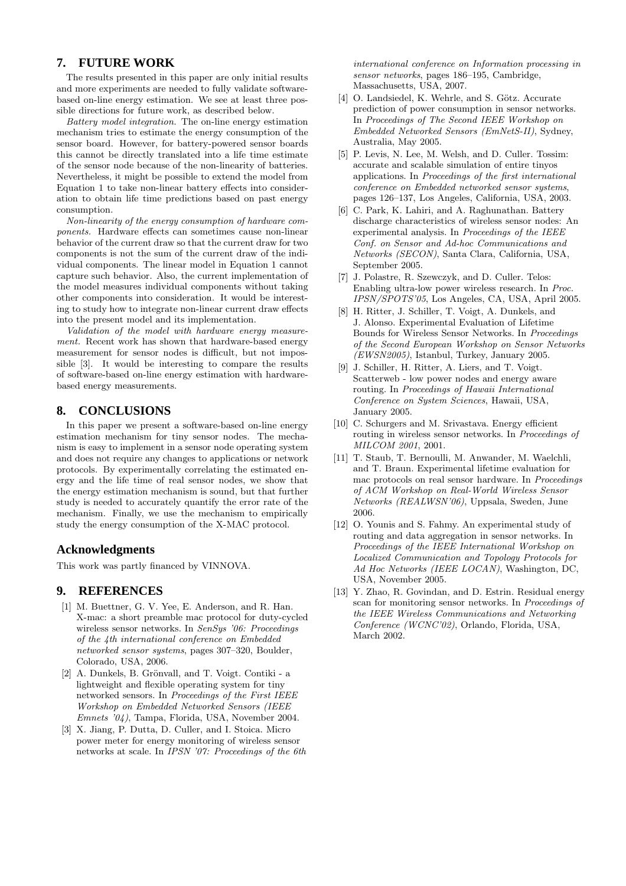## 7. FUTURE WORK

The results presented in this paper are only initial results and more experiments are needed to fully validate software-based on-line energy estimation. We see at least three possible directions for future work, as described below.

*Battery model integration.* The on-line energy estimation mechanism tries to estimate the energy consumption of the sensor board. However, for battery-powered sensor boards this cannot be directly translated into a life time estimate of the sensor node because of the non-linearity of batteries. Nevertheless, it might be possible to extend the model from Equation 1 to take non-linear battery effects into consideration to obtain life time predictions based on past energy consumption.

*Non-linearity of the energy consumption of hardware components.* Hardware effects can sometimes cause non-linear behavior of the current draw so that the current draw for two components is not the sum of the current draw of the individual components. The linear model in Equation 1 cannot capture such behavior. Also, the current implementation of the model measures individual components without taking other components into consideration. It would be interesting to study how to integrate non-linear current draw effects into the present model and its implementation.

*Validation of the model with hardware energy measurement.* Recent work has shown that hardware-based energy measurement for sensor nodes is difficult, but not impossible [3]. It would be interesting to compare the results of software-based on-line energy estimation with hardware-based energy measurements.

## 8. CONCLUSIONS

In this paper we present a software-based on-line energy estimation mechanism for tiny sensor nodes. The mechanism is easy to implement in a sensor node operating system and does not require any changes to applications or network protocols. By experimentally correlating the estimated energy and the life time of real sensor nodes, we show that the energy estimation mechanism is sound, but that further study is needed to accurately quantify the error rate of the mechanism. Finally, we use the mechanism to empirically study the energy consumption of the X-MAC protocol.

## Acknowledgments

This work was partly financed by VINNOVA.

## 9. REFERENCES

[1] M. Buettner, G. V. Yee, E. Anderson, and R. Han. X-mac: a short preamble mac protocol for duty-cycled wireless sensor networks. In *SenSys '06: Proceedings of the 4th international conference on Embedded networked sensor systems*, pages 307–320, Boulder, Colorado, USA, 2006.

[2] A. Dunkels, B. Grönvall, and T. Voigt. Contiki - a lightweight and flexible operating system for tiny networked sensors. In *Proceedings of the First IEEE Workshop on Embedded Networked Sensors (IEEE Emnets '04)*, Tampa, Florida, USA, November 2004.

[3] X. Jiang, P. Dutta, D. Culler, and I. Stoica. Micro power meter for energy monitoring of wireless sensor networks at scale. In *IPSN '07: Proceedings of the 6th international conference on Information processing in sensor networks*, pages 186–195, Cambridge, Massachusetts, USA, 2007.

[4] O. Landsiedel, K. Wehrle, and S. Götz. Accurate prediction of power consumption in sensor networks. In *Proceedings of The Second IEEE Workshop on Embedded Networked Sensors (EmNetS-II)*, Sydney, Australia, May 2005.

[5] P. Levis, N. Lee, M. Welsh, and D. Culler. Tossim: accurate and scalable simulation of entire tinyos applications. In *Proceedings of the first international conference on Embedded networked sensor systems*, pages 126–137, Los Angeles, California, USA, 2003.

[6] C. Park, K. Lahiri, and A. Raghunathan. Battery discharge characteristics of wireless sensor nodes: An experimental analysis. In *Proceedings of the IEEE Conf. on Sensor and Ad-hoc Communications and Networks (SECON)*, Santa Clara, California, USA, September 2005.

[7] J. Polastre, R. Szewczyk, and D. Culler. Telos: Enabling ultra-low power wireless research. In *Proc. IPSN/SPOTS'05*, Los Angeles, CA, USA, April 2005.

[8] H. Ritter, J. Schiller, T. Voigt, A. Dunkels, and J. Alonso. Experimental Evaluation of Lifetime Bounds for Wireless Sensor Networks. In *Proceedings of the Second European Workshop on Sensor Networks (EWSN2005)*, Istanbul, Turkey, January 2005.

[9] J. Schiller, H. Ritter, A. Liers, and T. Voigt. Scatterweb - low power nodes and energy aware routing. In *Proceedings of Hawaii International Conference on System Sciences*, Hawaii, USA, January 2005.

[10] C. Schurgers and M. Srivastava. Energy efficient routing in wireless sensor networks. In *Proceedings of MILCOM 2001*, 2001.

[11] T. Staub, T. Bernoulli, M. Anwander, M. Waelchli, and T. Braun. Experimental lifetime evaluation for mac protocols on real sensor hardware. In *Proceedings of ACM Workshop on Real-World Wireless Sensor Networks (REALWSN'06)*, Uppsala, Sweden, June 2006.

[12] O. Younis and S. Fahmy. An experimental study of routing and data aggregation in sensor networks. In *Proceedings of the IEEE International Workshop on Localized Communication and Topology Protocols for Ad Hoc Networks (IEEE LOCAN)*, Washington, DC, USA, November 2005.

[13] Y. Zhao, R. Govindan, and D. Estrin. Residual energy scan for monitoring sensor networks. In *Proceedings of the IEEE Wireless Communications and Networking Conference (WCNC'02)*, Orlando, Florida, USA, March 2002.